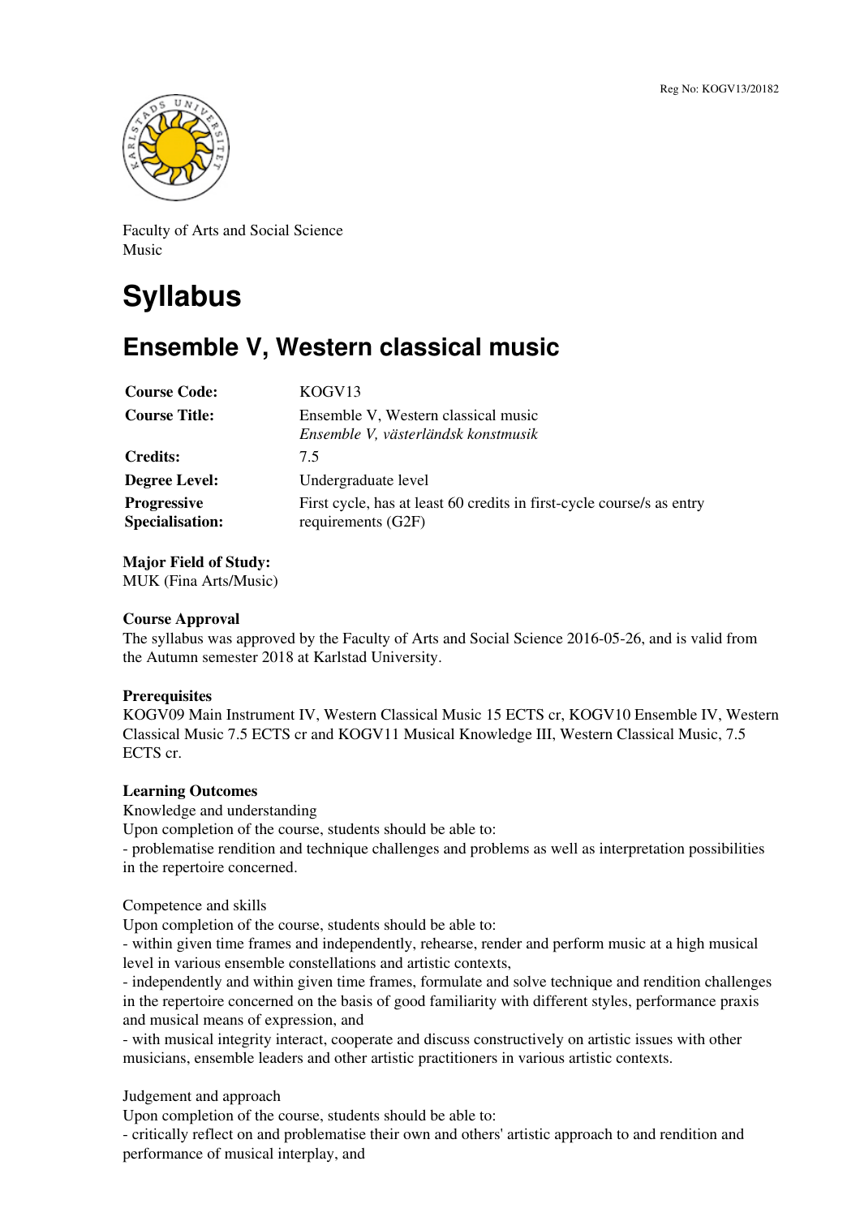Reg No: KOGV13/20182

Faculty of Arts and Social Science
Music

# Syllabus

## Ensemble V, Western classical music

| | |
|---|---|
| **Course Code:** | KOGV13 |
| **Course Title:** | Ensemble V, Western classical music<br>*Ensemble V, västerländsk konstmusik* |
| **Credits:** | 7.5 |
| **Degree Level:** | Undergraduate level |
| **Progressive Specialisation:** | First cycle, has at least 60 credits in first-cycle course/s as entry requirements (G2F) |

**Major Field of Study:**
MUK (Fina Arts/Music)

**Course Approval**
The syllabus was approved by the Faculty of Arts and Social Science 2016-05-26, and is valid from the Autumn semester 2018 at Karlstad University.

**Prerequisites**
KOGV09 Main Instrument IV, Western Classical Music 15 ECTS cr, KOGV10 Ensemble IV, Western Classical Music 7.5 ECTS cr and KOGV11 Musical Knowledge III, Western Classical Music, 7.5 ECTS cr.

**Learning Outcomes**
Knowledge and understanding
Upon completion of the course, students should be able to:
- problematise rendition and technique challenges and problems as well as interpretation possibilities in the repertoire concerned.

Competence and skills
Upon completion of the course, students should be able to:
- within given time frames and independently, rehearse, render and perform music at a high musical level in various ensemble constellations and artistic contexts,
- independently and within given time frames, formulate and solve technique and rendition challenges in the repertoire concerned on the basis of good familiarity with different styles, performance praxis and musical means of expression, and
- with musical integrity interact, cooperate and discuss constructively on artistic issues with other musicians, ensemble leaders and other artistic practitioners in various artistic contexts.

Judgement and approach
Upon completion of the course, students should be able to:
- critically reflect on and problematise their own and others' artistic approach to and rendition and performance of musical interplay, and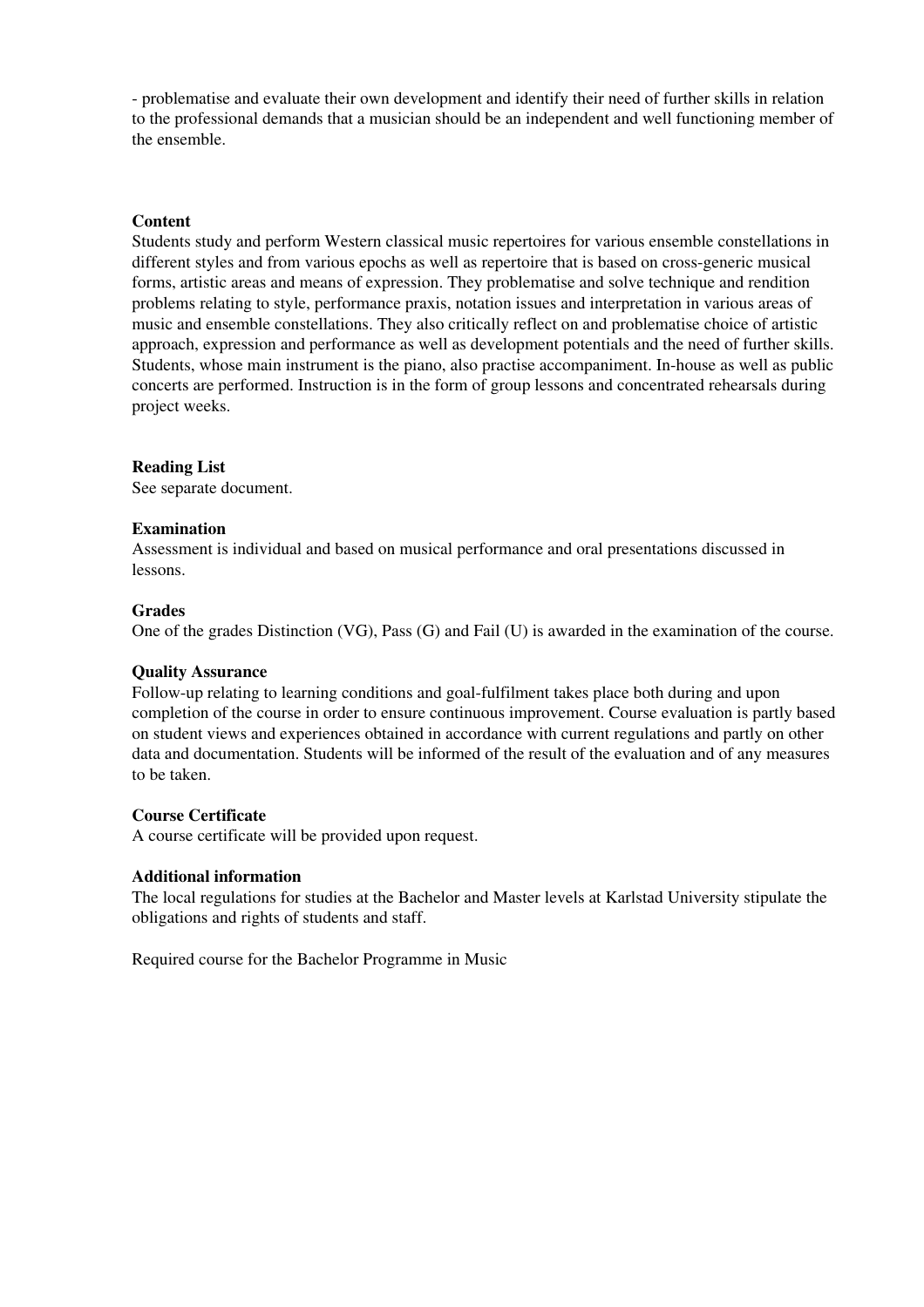- problematise and evaluate their own development and identify their need of further skills in relation to the professional demands that a musician should be an independent and well functioning member of the ensemble.

**Content**

Students study and perform Western classical music repertoires for various ensemble constellations in different styles and from various epochs as well as repertoire that is based on cross-generic musical forms, artistic areas and means of expression. They problematise and solve technique and rendition problems relating to style, performance praxis, notation issues and interpretation in various areas of music and ensemble constellations. They also critically reflect on and problematise choice of artistic approach, expression and performance as well as development potentials and the need of further skills. Students, whose main instrument is the piano, also practise accompaniment. In-house as well as public concerts are performed. Instruction is in the form of group lessons and concentrated rehearsals during project weeks.

**Reading List**

See separate document.

**Examination**

Assessment is individual and based on musical performance and oral presentations discussed in lessons.

**Grades**

One of the grades Distinction (VG), Pass (G) and Fail (U) is awarded in the examination of the course.

**Quality Assurance**

Follow-up relating to learning conditions and goal-fulfilment takes place both during and upon completion of the course in order to ensure continuous improvement. Course evaluation is partly based on student views and experiences obtained in accordance with current regulations and partly on other data and documentation. Students will be informed of the result of the evaluation and of any measures to be taken.

**Course Certificate**

A course certificate will be provided upon request.

**Additional information**

The local regulations for studies at the Bachelor and Master levels at Karlstad University stipulate the obligations and rights of students and staff.

Required course for the Bachelor Programme in Music